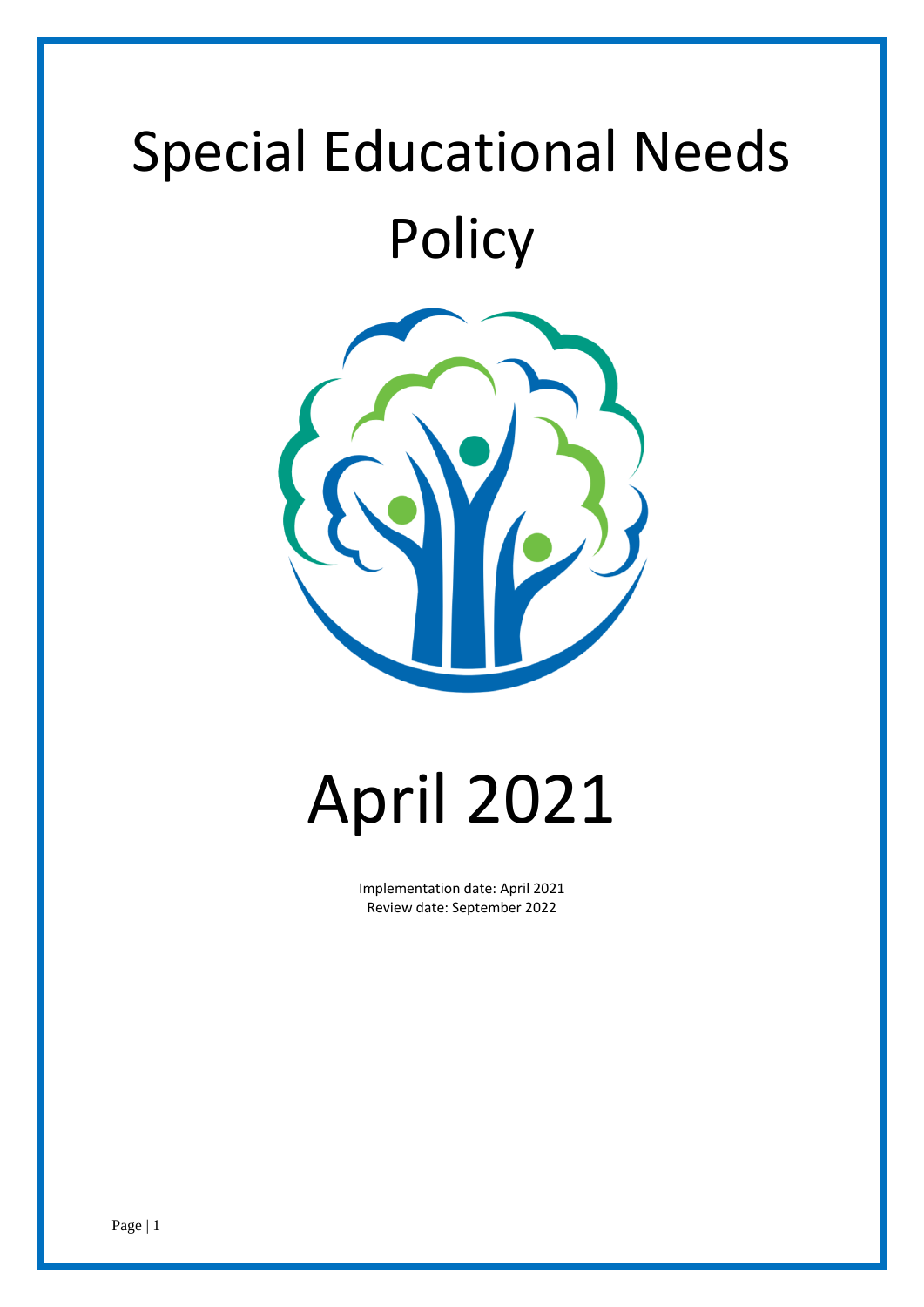# Special Educational Needs Policy

# April 2021

Implementation date: April 2021
Review date: September 2022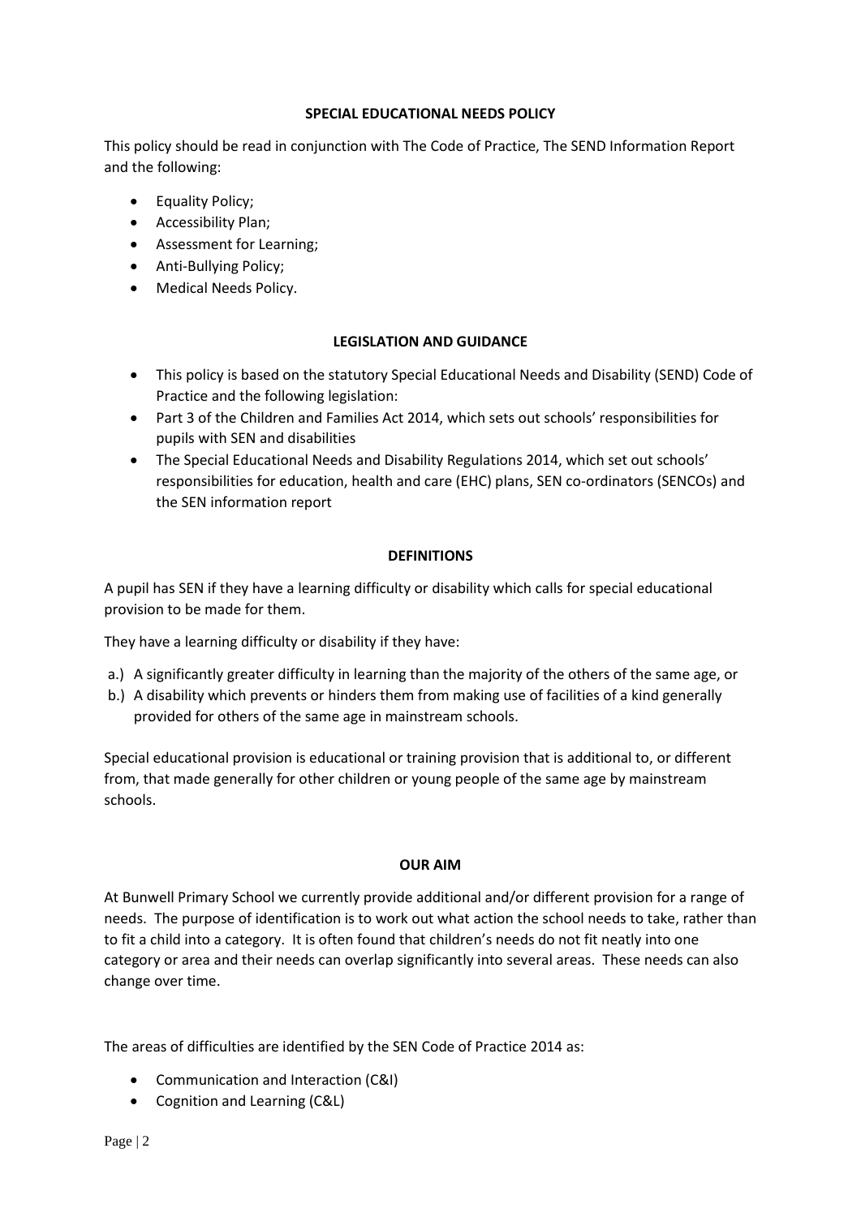## SPECIAL EDUCATIONAL NEEDS POLICY

This policy should be read in conjunction with The Code of Practice, The SEND Information Report and the following:

- Equality Policy;
- Accessibility Plan;
- Assessment for Learning;
- Anti-Bullying Policy;
- Medical Needs Policy.

## LEGISLATION AND GUIDANCE

- This policy is based on the statutory Special Educational Needs and Disability (SEND) Code of Practice and the following legislation:
- Part 3 of the Children and Families Act 2014, which sets out schools' responsibilities for pupils with SEN and disabilities
- The Special Educational Needs and Disability Regulations 2014, which set out schools' responsibilities for education, health and care (EHC) plans, SEN co-ordinators (SENCOs) and the SEN information report

## DEFINITIONS

A pupil has SEN if they have a learning difficulty or disability which calls for special educational provision to be made for them.

They have a learning difficulty or disability if they have:

a.) A significantly greater difficulty in learning than the majority of the others of the same age, or
b.) A disability which prevents or hinders them from making use of facilities of a kind generally provided for others of the same age in mainstream schools.

Special educational provision is educational or training provision that is additional to, or different from, that made generally for other children or young people of the same age by mainstream schools.

## OUR AIM

At Bunwell Primary School we currently provide additional and/or different provision for a range of needs. The purpose of identification is to work out what action the school needs to take, rather than to fit a child into a category. It is often found that children's needs do not fit neatly into one category or area and their needs can overlap significantly into several areas. These needs can also change over time.

The areas of difficulties are identified by the SEN Code of Practice 2014 as:

- Communication and Interaction (C&I)
- Cognition and Learning (C&L)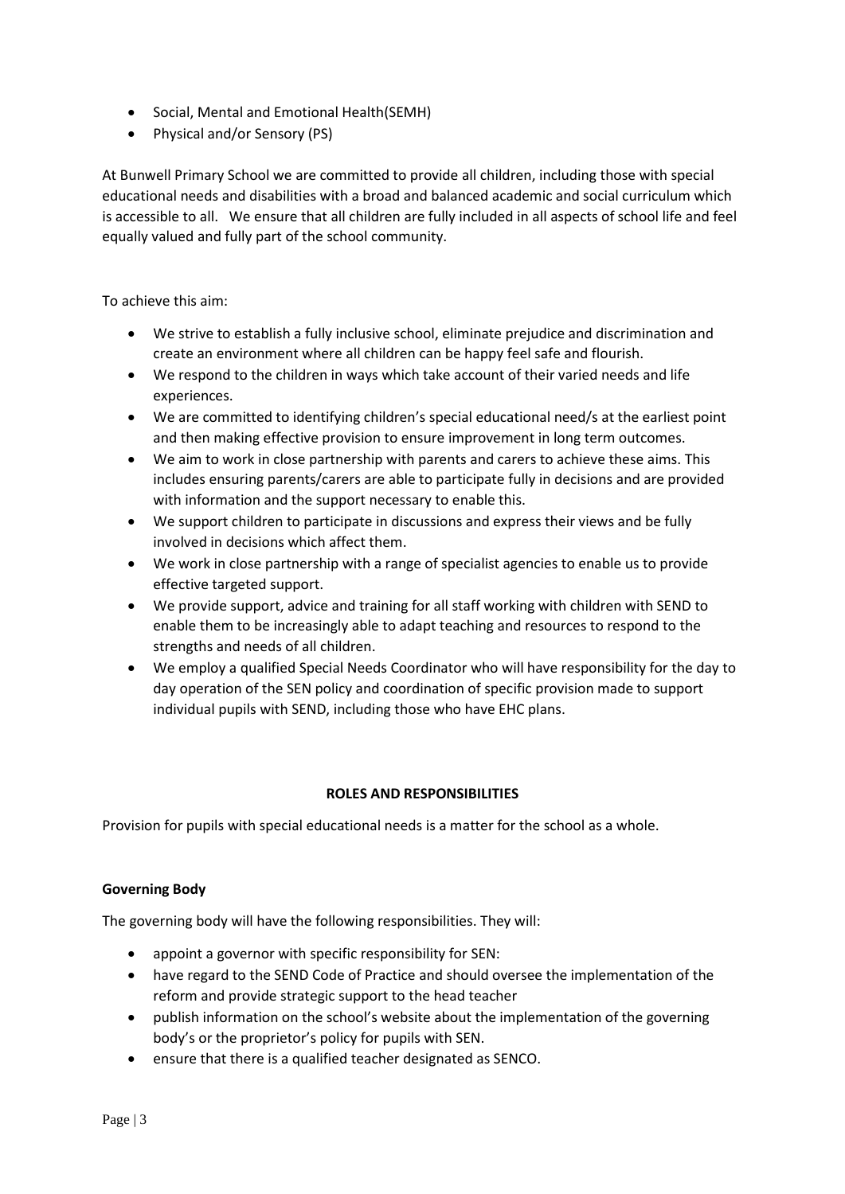- Social, Mental and Emotional Health(SEMH)
- Physical and/or Sensory (PS)

At Bunwell Primary School we are committed to provide all children, including those with special educational needs and disabilities with a broad and balanced academic and social curriculum which is accessible to all. We ensure that all children are fully included in all aspects of school life and feel equally valued and fully part of the school community.

To achieve this aim:

- We strive to establish a fully inclusive school, eliminate prejudice and discrimination and create an environment where all children can be happy feel safe and flourish.
- We respond to the children in ways which take account of their varied needs and life experiences.
- We are committed to identifying children's special educational need/s at the earliest point and then making effective provision to ensure improvement in long term outcomes.
- We aim to work in close partnership with parents and carers to achieve these aims. This includes ensuring parents/carers are able to participate fully in decisions and are provided with information and the support necessary to enable this.
- We support children to participate in discussions and express their views and be fully involved in decisions which affect them.
- We work in close partnership with a range of specialist agencies to enable us to provide effective targeted support.
- We provide support, advice and training for all staff working with children with SEND to enable them to be increasingly able to adapt teaching and resources to respond to the strengths and needs of all children.
- We employ a qualified Special Needs Coordinator who will have responsibility for the day to day operation of the SEN policy and coordination of specific provision made to support individual pupils with SEND, including those who have EHC plans.

## ROLES AND RESPONSIBILITIES

Provision for pupils with special educational needs is a matter for the school as a whole.

### Governing Body

The governing body will have the following responsibilities. They will:

- appoint a governor with specific responsibility for SEN:
- have regard to the SEND Code of Practice and should oversee the implementation of the reform and provide strategic support to the head teacher
- publish information on the school's website about the implementation of the governing body's or the proprietor's policy for pupils with SEN.
- ensure that there is a qualified teacher designated as SENCO.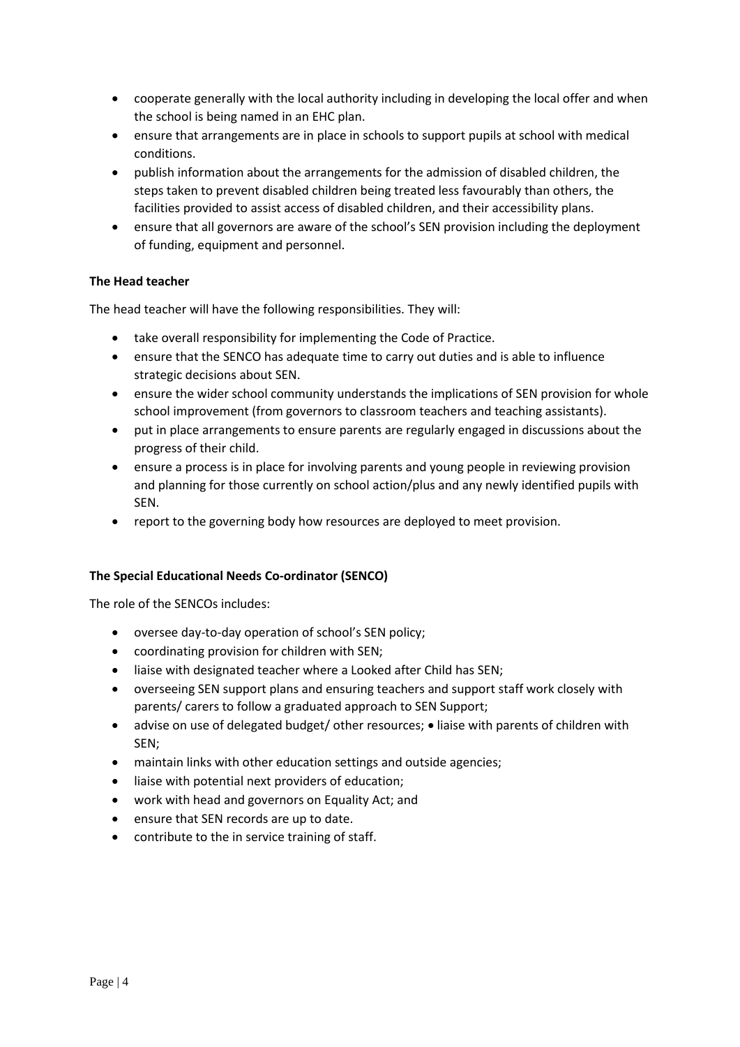- cooperate generally with the local authority including in developing the local offer and when the school is being named in an EHC plan.
- ensure that arrangements are in place in schools to support pupils at school with medical conditions.
- publish information about the arrangements for the admission of disabled children, the steps taken to prevent disabled children being treated less favourably than others, the facilities provided to assist access of disabled children, and their accessibility plans.
- ensure that all governors are aware of the school's SEN provision including the deployment of funding, equipment and personnel.

**The Head teacher**

The head teacher will have the following responsibilities. They will:

- take overall responsibility for implementing the Code of Practice.
- ensure that the SENCO has adequate time to carry out duties and is able to influence strategic decisions about SEN.
- ensure the wider school community understands the implications of SEN provision for whole school improvement (from governors to classroom teachers and teaching assistants).
- put in place arrangements to ensure parents are regularly engaged in discussions about the progress of their child.
- ensure a process is in place for involving parents and young people in reviewing provision and planning for those currently on school action/plus and any newly identified pupils with SEN.
- report to the governing body how resources are deployed to meet provision.

**The Special Educational Needs Co-ordinator (SENCO)**

The role of the SENCOs includes:

- oversee day-to-day operation of school's SEN policy;
- coordinating provision for children with SEN;
- liaise with designated teacher where a Looked after Child has SEN;
- overseeing SEN support plans and ensuring teachers and support staff work closely with parents/ carers to follow a graduated approach to SEN Support;
- advise on use of delegated budget/ other resources; • liaise with parents of children with SEN;
- maintain links with other education settings and outside agencies;
- liaise with potential next providers of education;
- work with head and governors on Equality Act; and
- ensure that SEN records are up to date.
- contribute to the in service training of staff.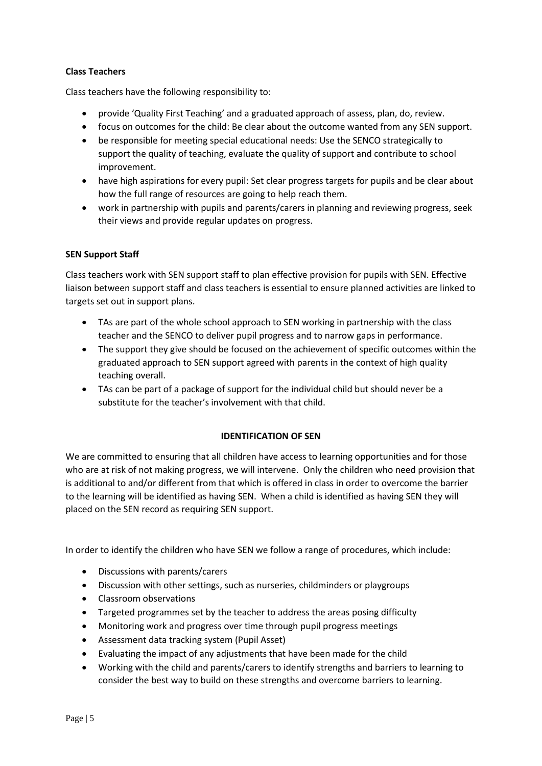**Class Teachers**

Class teachers have the following responsibility to:

- provide 'Quality First Teaching' and a graduated approach of assess, plan, do, review.
- focus on outcomes for the child: Be clear about the outcome wanted from any SEN support.
- be responsible for meeting special educational needs: Use the SENCO strategically to support the quality of teaching, evaluate the quality of support and contribute to school improvement.
- have high aspirations for every pupil: Set clear progress targets for pupils and be clear about how the full range of resources are going to help reach them.
- work in partnership with pupils and parents/carers in planning and reviewing progress, seek their views and provide regular updates on progress.

**SEN Support Staff**

Class teachers work with SEN support staff to plan effective provision for pupils with SEN. Effective liaison between support staff and class teachers is essential to ensure planned activities are linked to targets set out in support plans.

- TAs are part of the whole school approach to SEN working in partnership with the class teacher and the SENCO to deliver pupil progress and to narrow gaps in performance.
- The support they give should be focused on the achievement of specific outcomes within the graduated approach to SEN support agreed with parents in the context of high quality teaching overall.
- TAs can be part of a package of support for the individual child but should never be a substitute for the teacher's involvement with that child.

**IDENTIFICATION OF SEN**

We are committed to ensuring that all children have access to learning opportunities and for those who are at risk of not making progress, we will intervene. Only the children who need provision that is additional to and/or different from that which is offered in class in order to overcome the barrier to the learning will be identified as having SEN. When a child is identified as having SEN they will placed on the SEN record as requiring SEN support.

In order to identify the children who have SEN we follow a range of procedures, which include:

- Discussions with parents/carers
- Discussion with other settings, such as nurseries, childminders or playgroups
- Classroom observations
- Targeted programmes set by the teacher to address the areas posing difficulty
- Monitoring work and progress over time through pupil progress meetings
- Assessment data tracking system (Pupil Asset)
- Evaluating the impact of any adjustments that have been made for the child
- Working with the child and parents/carers to identify strengths and barriers to learning to consider the best way to build on these strengths and overcome barriers to learning.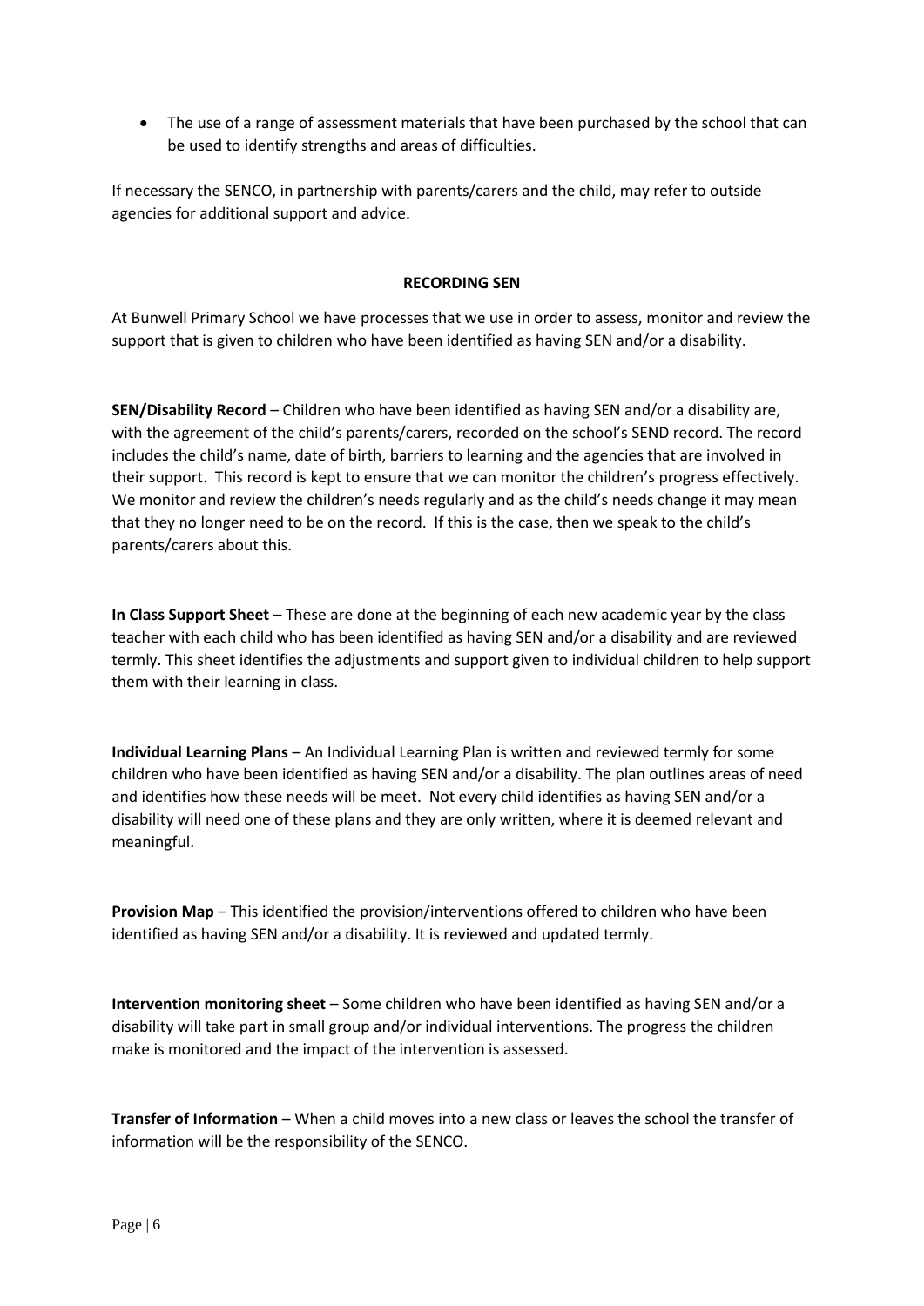- The use of a range of assessment materials that have been purchased by the school that can be used to identify strengths and areas of difficulties.

If necessary the SENCO, in partnership with parents/carers and the child, may refer to outside agencies for additional support and advice.

## RECORDING SEN

At Bunwell Primary School we have processes that we use in order to assess, monitor and review the support that is given to children who have been identified as having SEN and/or a disability.

**SEN/Disability Record** – Children who have been identified as having SEN and/or a disability are, with the agreement of the child's parents/carers, recorded on the school's SEND record. The record includes the child's name, date of birth, barriers to learning and the agencies that are involved in their support. This record is kept to ensure that we can monitor the children's progress effectively. We monitor and review the children's needs regularly and as the child's needs change it may mean that they no longer need to be on the record. If this is the case, then we speak to the child's parents/carers about this.

**In Class Support Sheet** – These are done at the beginning of each new academic year by the class teacher with each child who has been identified as having SEN and/or a disability and are reviewed termly. This sheet identifies the adjustments and support given to individual children to help support them with their learning in class.

**Individual Learning Plans** – An Individual Learning Plan is written and reviewed termly for some children who have been identified as having SEN and/or a disability. The plan outlines areas of need and identifies how these needs will be meet. Not every child identifies as having SEN and/or a disability will need one of these plans and they are only written, where it is deemed relevant and meaningful.

**Provision Map** – This identified the provision/interventions offered to children who have been identified as having SEN and/or a disability. It is reviewed and updated termly.

**Intervention monitoring sheet** – Some children who have been identified as having SEN and/or a disability will take part in small group and/or individual interventions. The progress the children make is monitored and the impact of the intervention is assessed.

**Transfer of Information** – When a child moves into a new class or leaves the school the transfer of information will be the responsibility of the SENCO.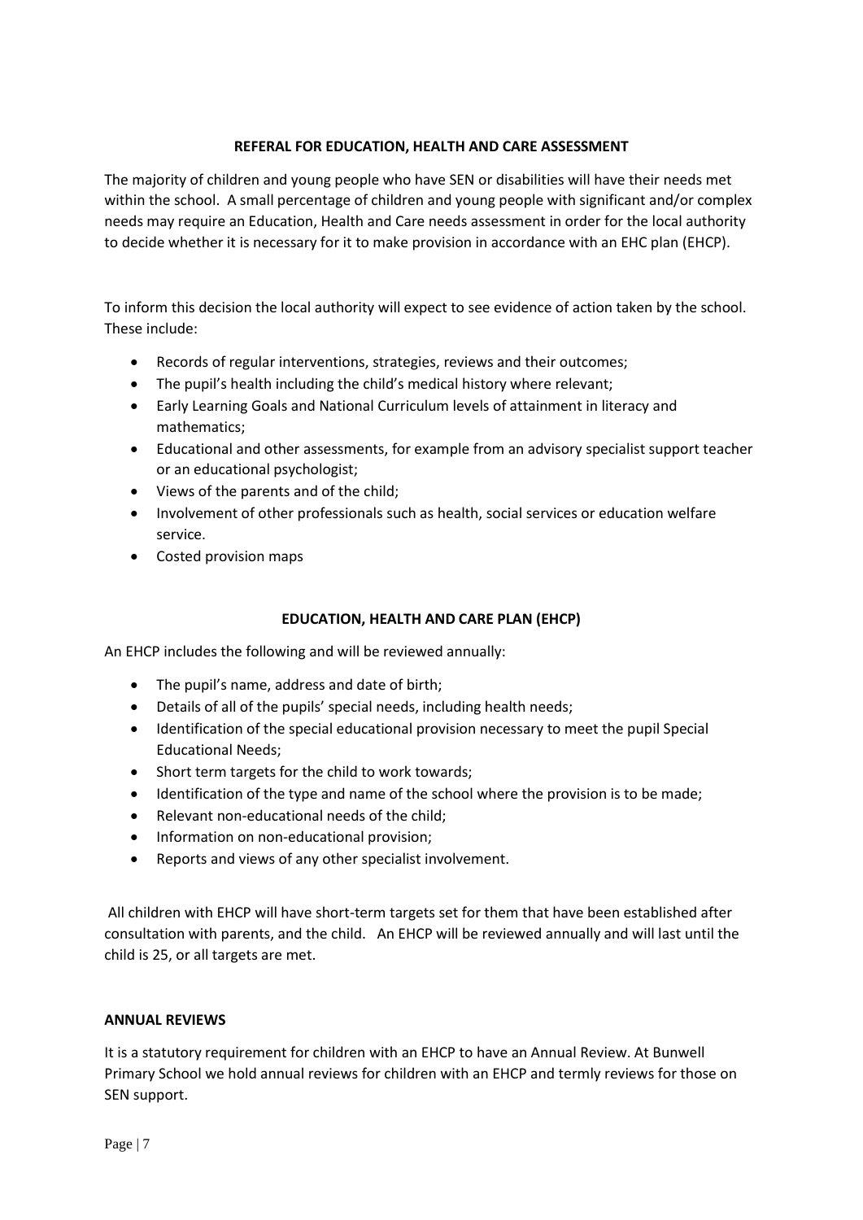## REFERAL FOR EDUCATION, HEALTH AND CARE ASSESSMENT

The majority of children and young people who have SEN or disabilities will have their needs met within the school. A small percentage of children and young people with significant and/or complex needs may require an Education, Health and Care needs assessment in order for the local authority to decide whether it is necessary for it to make provision in accordance with an EHC plan (EHCP).

To inform this decision the local authority will expect to see evidence of action taken by the school. These include:

- Records of regular interventions, strategies, reviews and their outcomes;
- The pupil's health including the child's medical history where relevant;
- Early Learning Goals and National Curriculum levels of attainment in literacy and mathematics;
- Educational and other assessments, for example from an advisory specialist support teacher or an educational psychologist;
- Views of the parents and of the child;
- Involvement of other professionals such as health, social services or education welfare service.
- Costed provision maps

## EDUCATION, HEALTH AND CARE PLAN (EHCP)

An EHCP includes the following and will be reviewed annually:

- The pupil's name, address and date of birth;
- Details of all of the pupils' special needs, including health needs;
- Identification of the special educational provision necessary to meet the pupil Special Educational Needs;
- Short term targets for the child to work towards;
- Identification of the type and name of the school where the provision is to be made;
- Relevant non-educational needs of the child;
- Information on non-educational provision;
- Reports and views of any other specialist involvement.

All children with EHCP will have short-term targets set for them that have been established after consultation with parents, and the child. An EHCP will be reviewed annually and will last until the child is 25, or all targets are met.

**ANNUAL REVIEWS**

It is a statutory requirement for children with an EHCP to have an Annual Review. At Bunwell Primary School we hold annual reviews for children with an EHCP and termly reviews for those on SEN support.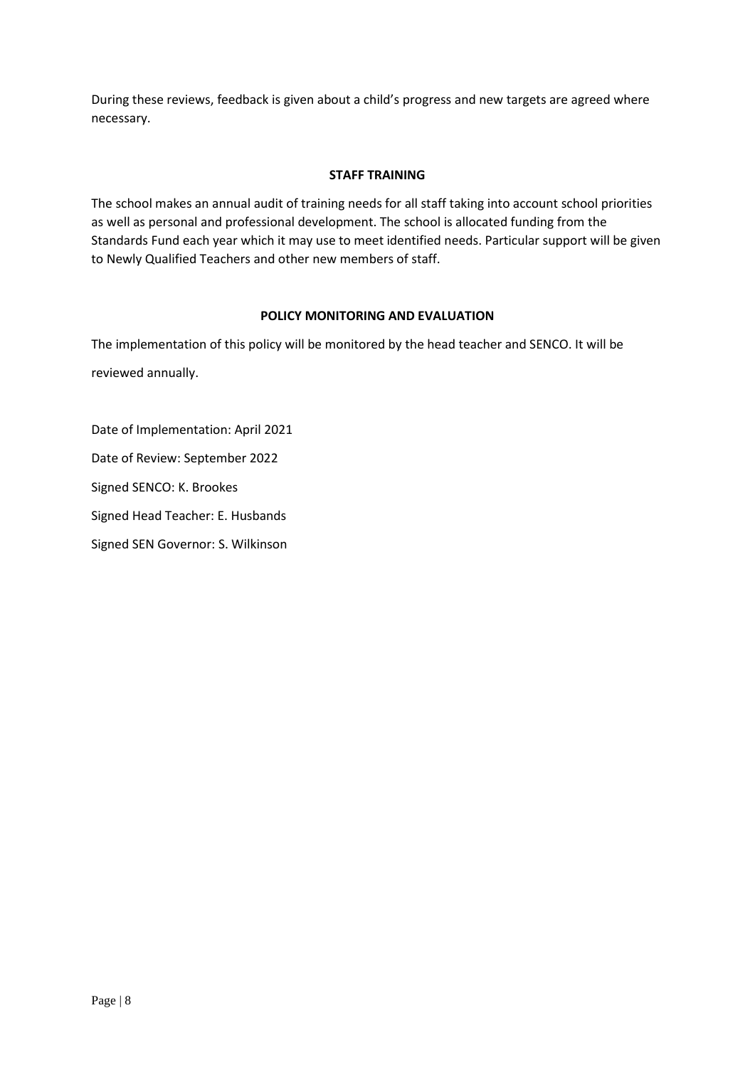During these reviews, feedback is given about a child's progress and new targets are agreed where necessary.

## STAFF TRAINING

The school makes an annual audit of training needs for all staff taking into account school priorities as well as personal and professional development. The school is allocated funding from the Standards Fund each year which it may use to meet identified needs. Particular support will be given to Newly Qualified Teachers and other new members of staff.

## POLICY MONITORING AND EVALUATION

The implementation of this policy will be monitored by the head teacher and SENCO. It will be reviewed annually.

Date of Implementation: April 2021

Date of Review: September 2022

Signed SENCO: K. Brookes

Signed Head Teacher: E. Husbands

Signed SEN Governor: S. Wilkinson